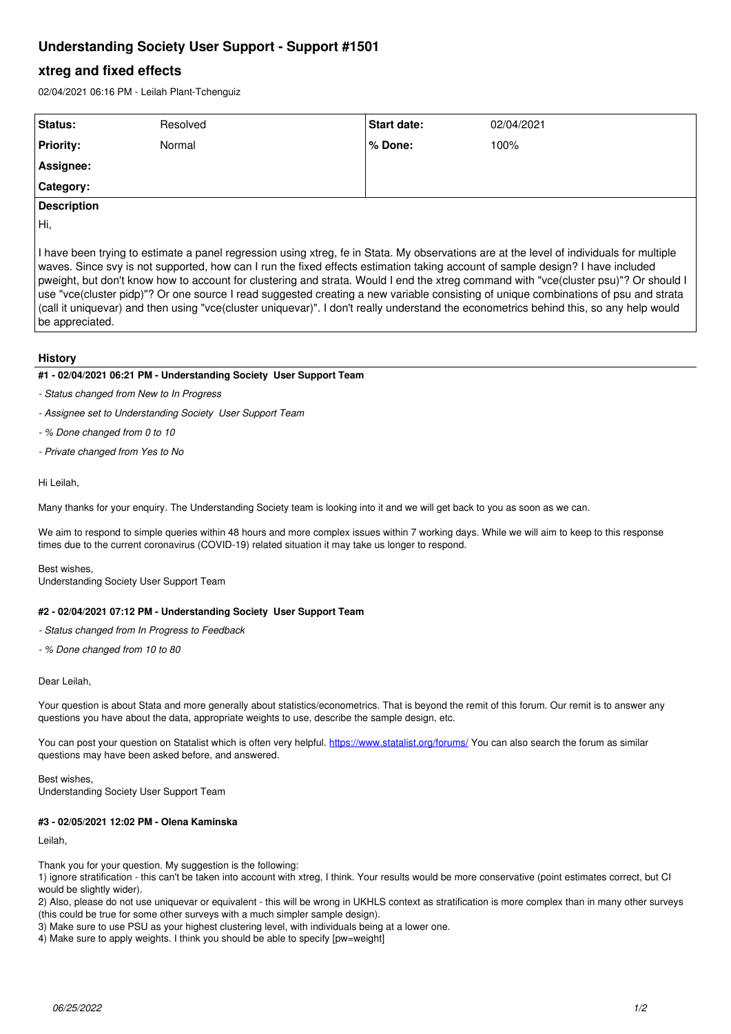# Understanding Society User Support - Support #1501

## xtreg and fixed effects

02/04/2021 06:16 PM - Leilah Plant-Tchenguiz

| Status: | Resolved | Start date: | 02/04/2021 |
|---|---|---|---|
| Priority: | Normal | % Done: | 100% |
| Assignee: | | | |
| Category: | | | |

**Description**

Hi,

I have been trying to estimate a panel regression using xtreg, fe in Stata. My observations are at the level of individuals for multiple waves. Since svy is not supported, how can I run the fixed effects estimation taking account of sample design? I have included pweight, but don't know how to account for clustering and strata. Would I end the xtreg command with "vce(cluster psu)"? Or should I use "vce(cluster pidp)"? Or one source I read suggested creating a new variable consisting of unique combinations of psu and strata (call it uniquevar) and then using "vce(cluster uniquevar)". I don't really understand the econometrics behind this, so any help would be appreciated.

### History

#### #1 - 02/04/2021 06:21 PM - Understanding Society User Support Team

- *Status changed from New to In Progress*
- *Assignee set to Understanding Society User Support Team*
- *% Done changed from 0 to 10*
- *Private changed from Yes to No*

Hi Leilah,

Many thanks for your enquiry. The Understanding Society team is looking into it and we will get back to you as soon as we can.

We aim to respond to simple queries within 48 hours and more complex issues within 7 working days. While we will aim to keep to this response times due to the current coronavirus (COVID-19) related situation it may take us longer to respond.

Best wishes,
Understanding Society User Support Team

#### #2 - 02/04/2021 07:12 PM - Understanding Society User Support Team

- *Status changed from In Progress to Feedback*
- *% Done changed from 10 to 80*

Dear Leilah,

Your question is about Stata and more generally about statistics/econometrics. That is beyond the remit of this forum. Our remit is to answer any questions you have about the data, appropriate weights to use, describe the sample design, etc.

You can post your question on Statalist which is often very helpful. https://www.statalist.org/forums/ You can also search the forum as similar questions may have been asked before, and answered.

Best wishes,
Understanding Society User Support Team

#### #3 - 02/05/2021 12:02 PM - Olena Kaminska

Leilah,

Thank you for your question. My suggestion is the following:
1) ignore stratification - this can't be taken into account with xtreg, I think. Your results would be more conservative (point estimates correct, but CI would be slightly wider).
2) Also, please do not use uniquevar or equivalent - this will be wrong in UKHLS context as stratification is more complex than in many other surveys (this could be true for some other surveys with a much simpler sample design).
3) Make sure to use PSU as your highest clustering level, with individuals being at a lower one.
4) Make sure to apply weights. I think you should be able to specify [pw=weight]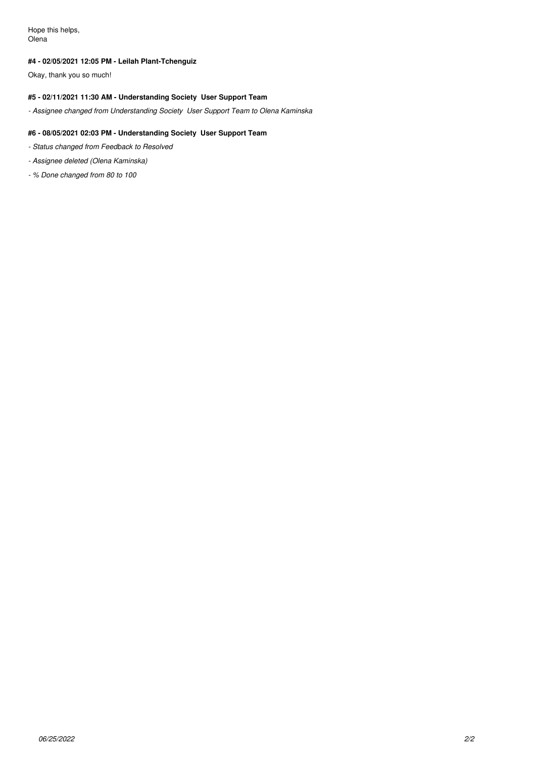Hope this helps,
Olena

#### #4 - 02/05/2021 12:05 PM - Leilah Plant-Tchenguiz

Okay, thank you so much!

#### #5 - 02/11/2021 11:30 AM - Understanding Society  User Support Team

*- Assignee changed from Understanding Society  User Support Team to Olena Kaminska*

#### #6 - 08/05/2021 02:03 PM - Understanding Society  User Support Team

*- Status changed from Feedback to Resolved*

*- Assignee deleted (Olena Kaminska)*

*- % Done changed from 80 to 100*